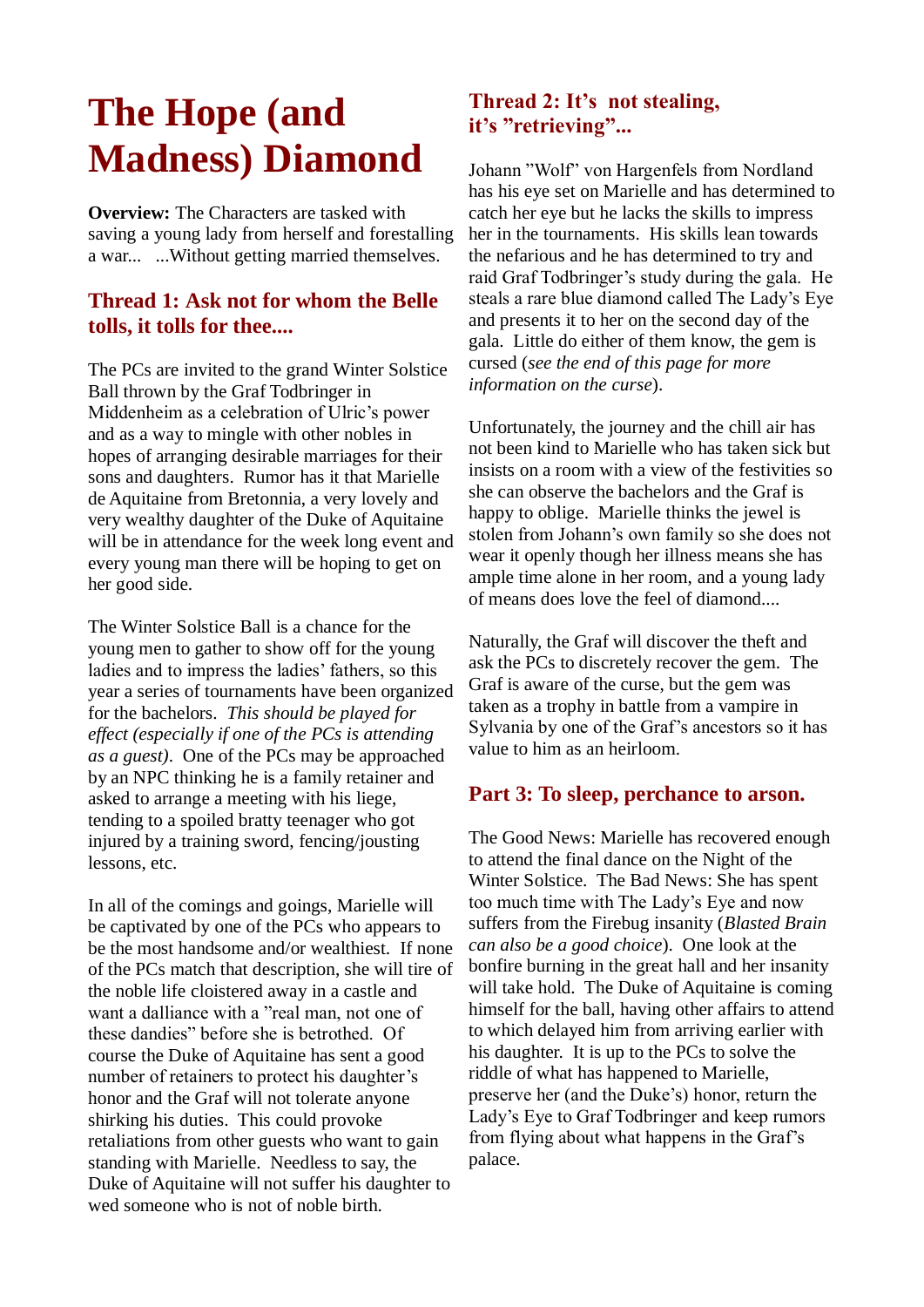# The Hope (and Madness) Diamond

**Overview:** The Characters are tasked with saving a young lady from herself and forestalling a war... ...Without getting married themselves.

## Thread 1: Ask not for whom the Belle tolls, it tolls for thee....

The PCs are invited to the grand Winter Solstice Ball thrown by the Graf Todbringer in Middenheim as a celebration of Ulric's power and as a way to mingle with other nobles in hopes of arranging desirable marriages for their sons and daughters. Rumor has it that Marielle de Aquitaine from Bretonnia, a very lovely and very wealthy daughter of the Duke of Aquitaine will be in attendance for the week long event and every young man there will be hoping to get on her good side.

The Winter Solstice Ball is a chance for the young men to gather to show off for the young ladies and to impress the ladies' fathers, so this year a series of tournaments have been organized for the bachelors. *This should be played for effect (especially if one of the PCs is attending as a guest)*. One of the PCs may be approached by an NPC thinking he is a family retainer and asked to arrange a meeting with his liege, tending to a spoiled bratty teenager who got injured by a training sword, fencing/jousting lessons, etc.

In all of the comings and goings, Marielle will be captivated by one of the PCs who appears to be the most handsome and/or wealthiest. If none of the PCs match that description, she will tire of the noble life cloistered away in a castle and want a dalliance with a "real man, not one of these dandies" before she is betrothed. Of course the Duke of Aquitaine has sent a good number of retainers to protect his daughter's honor and the Graf will not tolerate anyone shirking his duties. This could provoke retaliations from other guests who want to gain standing with Marielle. Needless to say, the Duke of Aquitaine will not suffer his daughter to wed someone who is not of noble birth.

## Thread 2: It's not stealing, it's "retrieving"...

Johann "Wolf" von Hargenfels from Nordland has his eye set on Marielle and has determined to catch her eye but he lacks the skills to impress her in the tournaments. His skills lean towards the nefarious and he has determined to try and raid Graf Todbringer's study during the gala. He steals a rare blue diamond called The Lady's Eye and presents it to her on the second day of the gala. Little do either of them know, the gem is cursed (*see the end of this page for more information on the curse*).

Unfortunately, the journey and the chill air has not been kind to Marielle who has taken sick but insists on a room with a view of the festivities so she can observe the bachelors and the Graf is happy to oblige. Marielle thinks the jewel is stolen from Johann's own family so she does not wear it openly though her illness means she has ample time alone in her room, and a young lady of means does love the feel of diamond....

Naturally, the Graf will discover the theft and ask the PCs to discretely recover the gem. The Graf is aware of the curse, but the gem was taken as a trophy in battle from a vampire in Sylvania by one of the Graf's ancestors so it has value to him as an heirloom.

## Part 3: To sleep, perchance to arson.

The Good News: Marielle has recovered enough to attend the final dance on the Night of the Winter Solstice. The Bad News: She has spent too much time with The Lady's Eye and now suffers from the Firebug insanity (*Blasted Brain can also be a good choice*). One look at the bonfire burning in the great hall and her insanity will take hold. The Duke of Aquitaine is coming himself for the ball, having other affairs to attend to which delayed him from arriving earlier with his daughter. It is up to the PCs to solve the riddle of what has happened to Marielle, preserve her (and the Duke's) honor, return the Lady's Eye to Graf Todbringer and keep rumors from flying about what happens in the Graf's palace.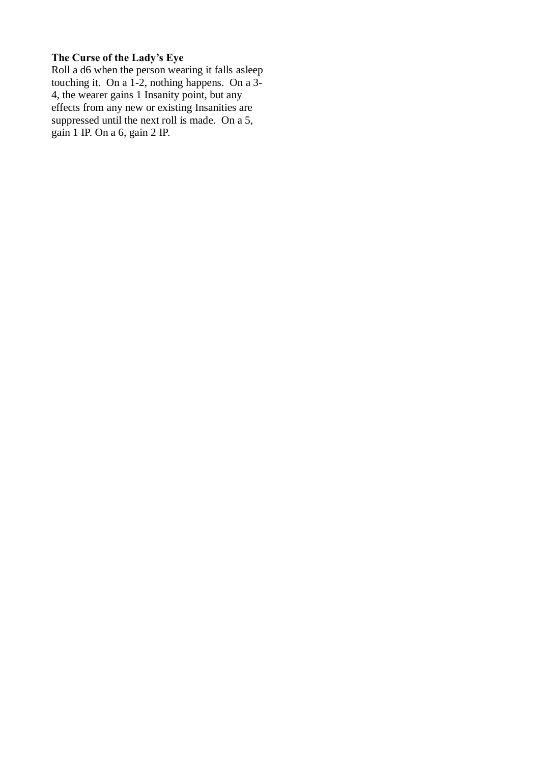**The Curse of the Lady's Eye**

Roll a d6 when the person wearing it falls asleep touching it. On a 1-2, nothing happens. On a 3-4, the wearer gains 1 Insanity point, but any effects from any new or existing Insanities are suppressed until the next roll is made. On a 5, gain 1 IP. On a 6, gain 2 IP.